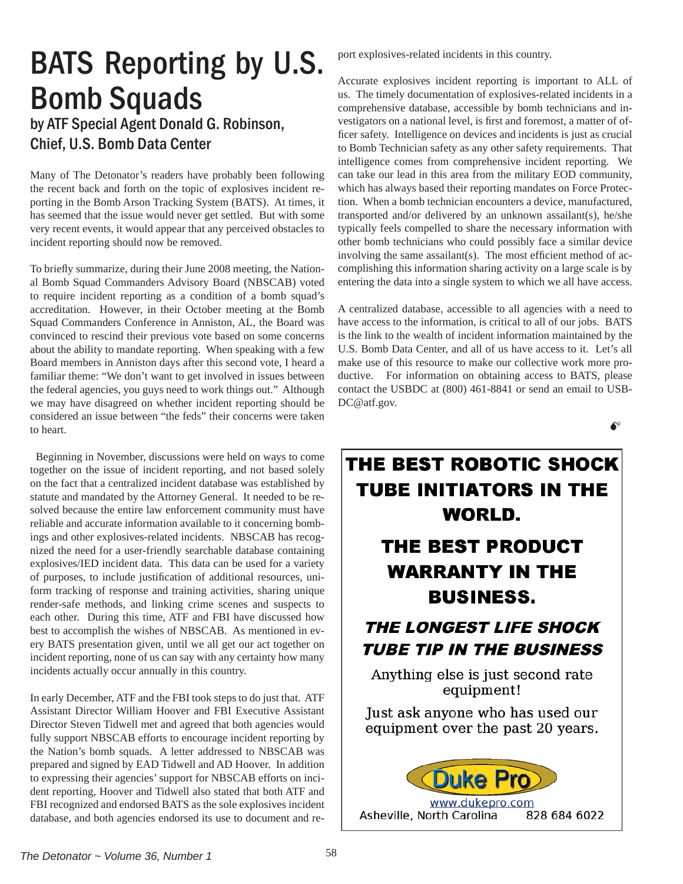# BATS Reporting by U.S. Bomb Squads

## by ATF Special Agent Donald G. Robinson, Chief, U.S. Bomb Data Center

Many of The Detonator's readers have probably been following the recent back and forth on the topic of explosives incident reporting in the Bomb Arson Tracking System (BATS). At times, it has seemed that the issue would never get settled. But with some very recent events, it would appear that any perceived obstacles to incident reporting should now be removed.

To briefly summarize, during their June 2008 meeting, the National Bomb Squad Commanders Advisory Board (NBSCAB) voted to require incident reporting as a condition of a bomb squad's accreditation. However, in their October meeting at the Bomb Squad Commanders Conference in Anniston, AL, the Board was convinced to rescind their previous vote based on some concerns about the ability to mandate reporting. When speaking with a few Board members in Anniston days after this second vote, I heard a familiar theme: "We don't want to get involved in issues between the federal agencies, you guys need to work things out." Although we may have disagreed on whether incident reporting should be considered an issue between "the feds" their concerns were taken to heart.

Beginning in November, discussions were held on ways to come together on the issue of incident reporting, and not based solely on the fact that a centralized incident database was established by statute and mandated by the Attorney General. It needed to be resolved because the entire law enforcement community must have reliable and accurate information available to it concerning bombings and other explosives-related incidents. NBSCAB has recognized the need for a user-friendly searchable database containing explosives/IED incident data. This data can be used for a variety of purposes, to include justification of additional resources, uniform tracking of response and training activities, sharing unique render-safe methods, and linking crime scenes and suspects to each other. During this time, ATF and FBI have discussed how best to accomplish the wishes of NBSCAB. As mentioned in every BATS presentation given, until we all get our act together on incident reporting, none of us can say with any certainty how many incidents actually occur annually in this country.

In early December, ATF and the FBI took steps to do just that. ATF Assistant Director William Hoover and FBI Executive Assistant Director Steven Tidwell met and agreed that both agencies would fully support NBSCAB efforts to encourage incident reporting by the Nation's bomb squads. A letter addressed to NBSCAB was prepared and signed by EAD Tidwell and AD Hoover. In addition to expressing their agencies' support for NBSCAB efforts on incident reporting, Hoover and Tidwell also stated that both ATF and FBI recognized and endorsed BATS as the sole explosives incident database, and both agencies endorsed its use to document and report explosives-related incidents in this country.

Accurate explosives incident reporting is important to ALL of us. The timely documentation of explosives-related incidents in a comprehensive database, accessible by bomb technicians and investigators on a national level, is first and foremost, a matter of officer safety. Intelligence on devices and incidents is just as crucial to Bomb Technician safety as any other safety requirements. That intelligence comes from comprehensive incident reporting. We can take our lead in this area from the military EOD community, which has always based their reporting mandates on Force Protection. When a bomb technician encounters a device, manufactured, transported and/or delivered by an unknown assailant(s), he/she typically feels compelled to share the necessary information with other bomb technicians who could possibly face a similar device involving the same assailant(s). The most efficient method of accomplishing this information sharing activity on a large scale is by entering the data into a single system to which we all have access.

A centralized database, accessible to all agencies with a need to have access to the information, is critical to all of our jobs. BATS is the link to the wealth of incident information maintained by the U.S. Bomb Data Center, and all of us have access to it. Let's all make use of this resource to make our collective work more productive. For information on obtaining access to BATS, please contact the USBDC at (800) 461-8841 or send an email to USBDC@atf.gov.

**THE BEST ROBOTIC SHOCK TUBE INITIATORS IN THE WORLD.**

**THE BEST PRODUCT WARRANTY IN THE BUSINESS.**

***THE LONGEST LIFE SHOCK TUBE TIP IN THE BUSINESS***

Anything else is just second rate equipment!

Just ask anyone who has used our equipment over the past 20 years.

Duke Pro

www.dukepro.com

Asheville, North Carolina 828 684 6022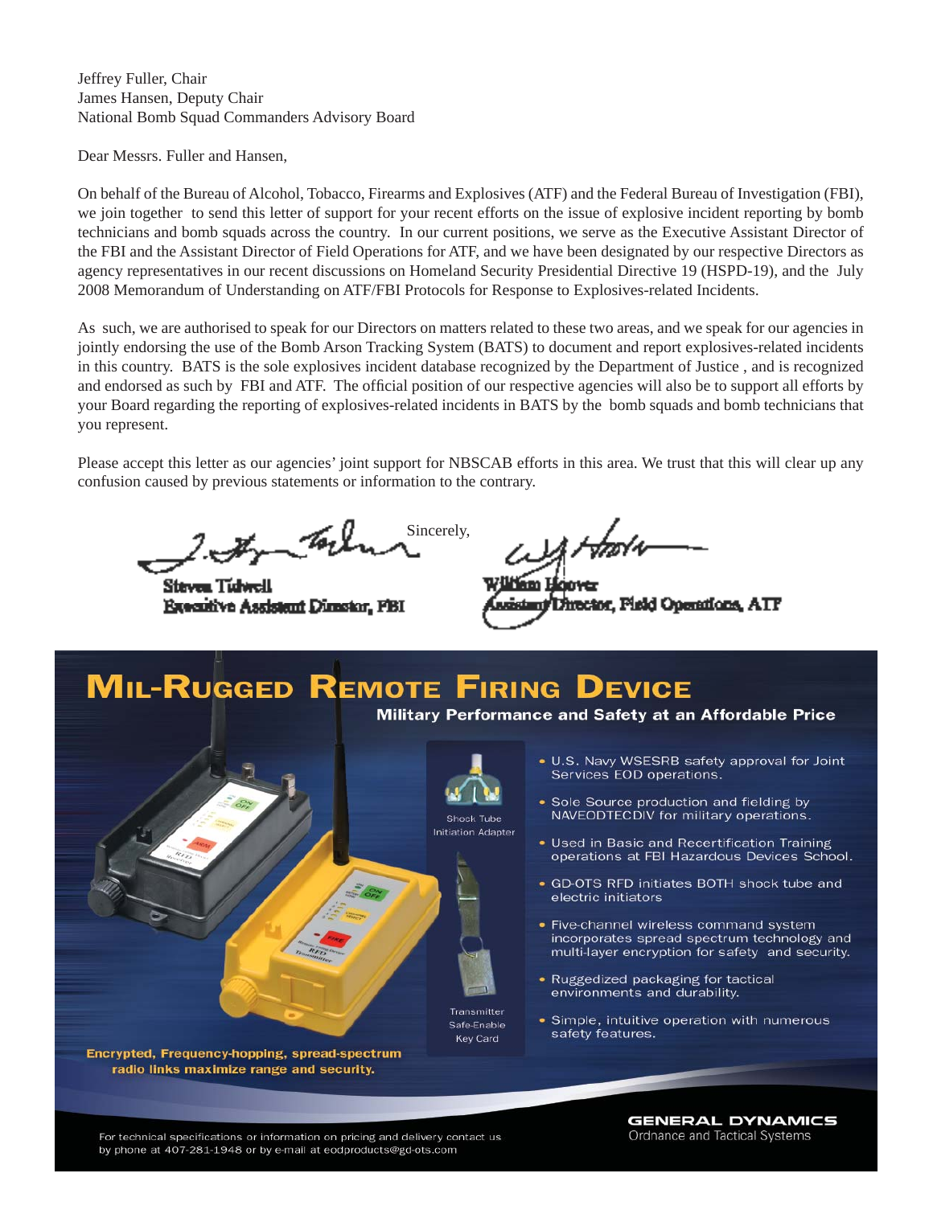Jeffrey Fuller, Chair
James Hansen, Deputy Chair
National Bomb Squad Commanders Advisory Board

Dear Messrs. Fuller and Hansen,

On behalf of the Bureau of Alcohol, Tobacco, Firearms and Explosives (ATF) and the Federal Bureau of Investigation (FBI), we join together to send this letter of support for your recent efforts on the issue of explosive incident reporting by bomb technicians and bomb squads across the country. In our current positions, we serve as the Executive Assistant Director of the FBI and the Assistant Director of Field Operations for ATF, and we have been designated by our respective Directors as agency representatives in our recent discussions on Homeland Security Presidential Directive 19 (HSPD-19), and the July 2008 Memorandum of Understanding on ATF/FBI Protocols for Response to Explosives-related Incidents.

As such, we are authorised to speak for our Directors on matters related to these two areas, and we speak for our agencies in jointly endorsing the use of the Bomb Arson Tracking System (BATS) to document and report explosives-related incidents in this country. BATS is the sole explosives incident database recognized by the Department of Justice , and is recognized and endorsed as such by FBI and ATF. The official position of our respective agencies will also be to support all efforts by your Board regarding the reporting of explosives-related incidents in BATS by the bomb squads and bomb technicians that you represent.

Please accept this letter as our agencies' joint support for NBSCAB efforts in this area. We trust that this will clear up any confusion caused by previous statements or information to the contrary.

Sincerely,

Steven Tidwell
Executive Assistant Director, FBI

William Hoover
Assistant Director, Field Operations, ATF

# MIL-RUGGED REMOTE FIRING DEVICE

**Military Performance and Safety at an Affordable Price**

Shock Tube Initiation Adapter

Transmitter Safe-Enable Key Card

- U.S. Navy WSESRB safety approval for Joint Services EOD operations.
- Sole Source production and fielding by NAVEODTECDIV for military operations.
- Used in Basic and Recertification Training operations at FBI Hazardous Devices School.
- GD-OTS RFD initiates BOTH shock tube and electric initiators
- Five-channel wireless command system incorporates spread spectrum technology and multi-layer encryption for safety and security.
- Ruggedized packaging for tactical environments and durability.
- Simple, intuitive operation with numerous safety features.

**Encrypted, Frequency-hopping, spread-spectrum radio links maximize range and security.**

For technical specifications or information on pricing and delivery contact us by phone at 407-281-1948 or by e-mail at eodproducts@gd-ots.com

**GENERAL DYNAMICS**
Ordnance and Tactical Systems